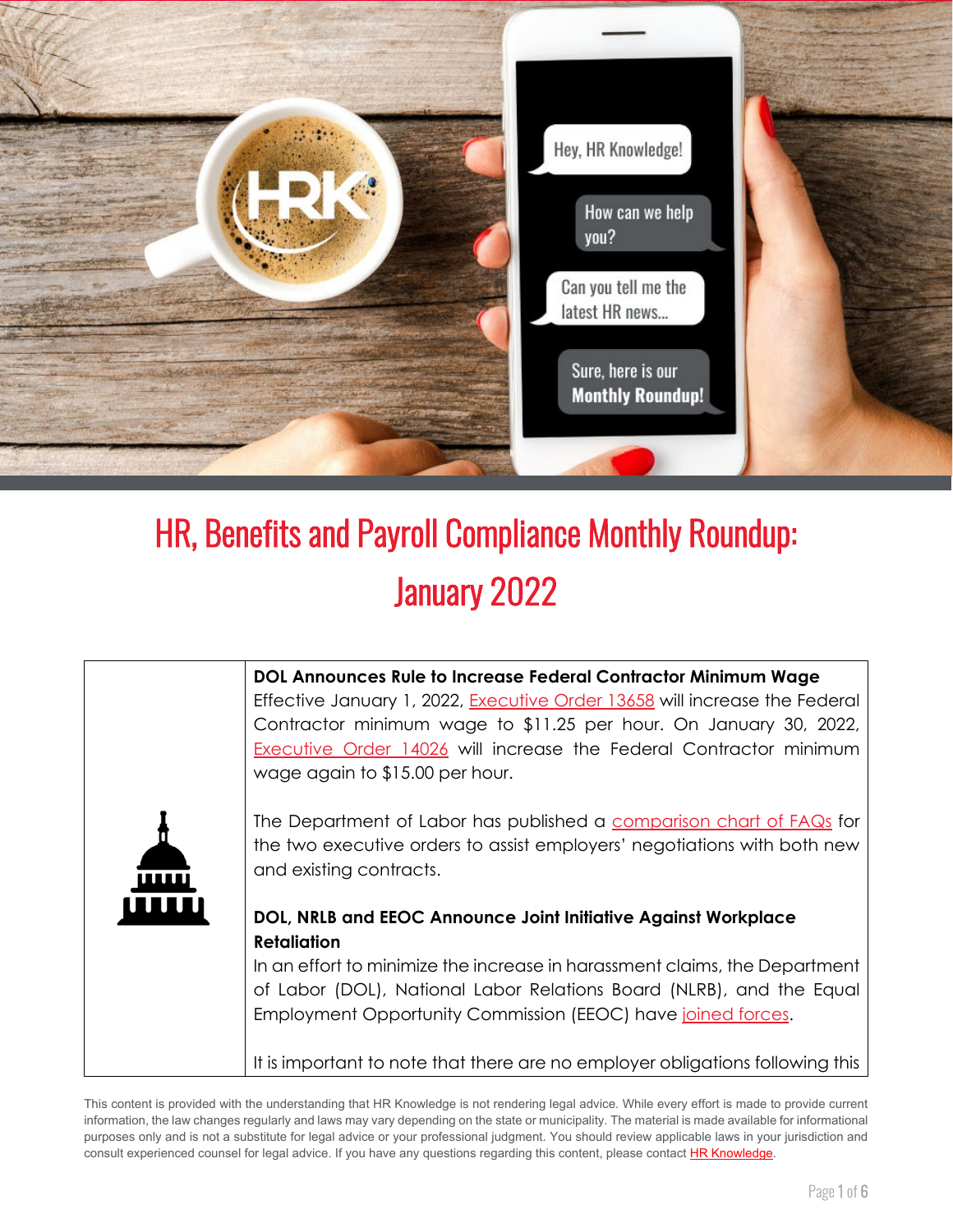# HR, Benefits and Payroll Compliance Monthly Roundup: January 2022

**DOL Announces Rule to Increase Federal Contractor Minimum Wage**

Effective January 1, 2022, Executive Order 13658 will increase the Federal Contractor minimum wage to $11.25 per hour. On January 30, 2022, Executive Order 14026 will increase the Federal Contractor minimum wage again to $15.00 per hour.

The Department of Labor has published a comparison chart of FAQs for the two executive orders to assist employers' negotiations with both new and existing contracts.

**DOL, NRLB and EEOC Announce Joint Initiative Against Workplace Retaliation**

In an effort to minimize the increase in harassment claims, the Department of Labor (DOL), National Labor Relations Board (NLRB), and the Equal Employment Opportunity Commission (EEOC) have joined forces.

It is important to note that there are no employer obligations following this

This content is provided with the understanding that HR Knowledge is not rendering legal advice. While every effort is made to provide current information, the law changes regularly and laws may vary depending on the state or municipality. The material is made available for informational purposes only and is not a substitute for legal advice or your professional judgment. You should review applicable laws in your jurisdiction and consult experienced counsel for legal advice. If you have any questions regarding this content, please contact HR Knowledge.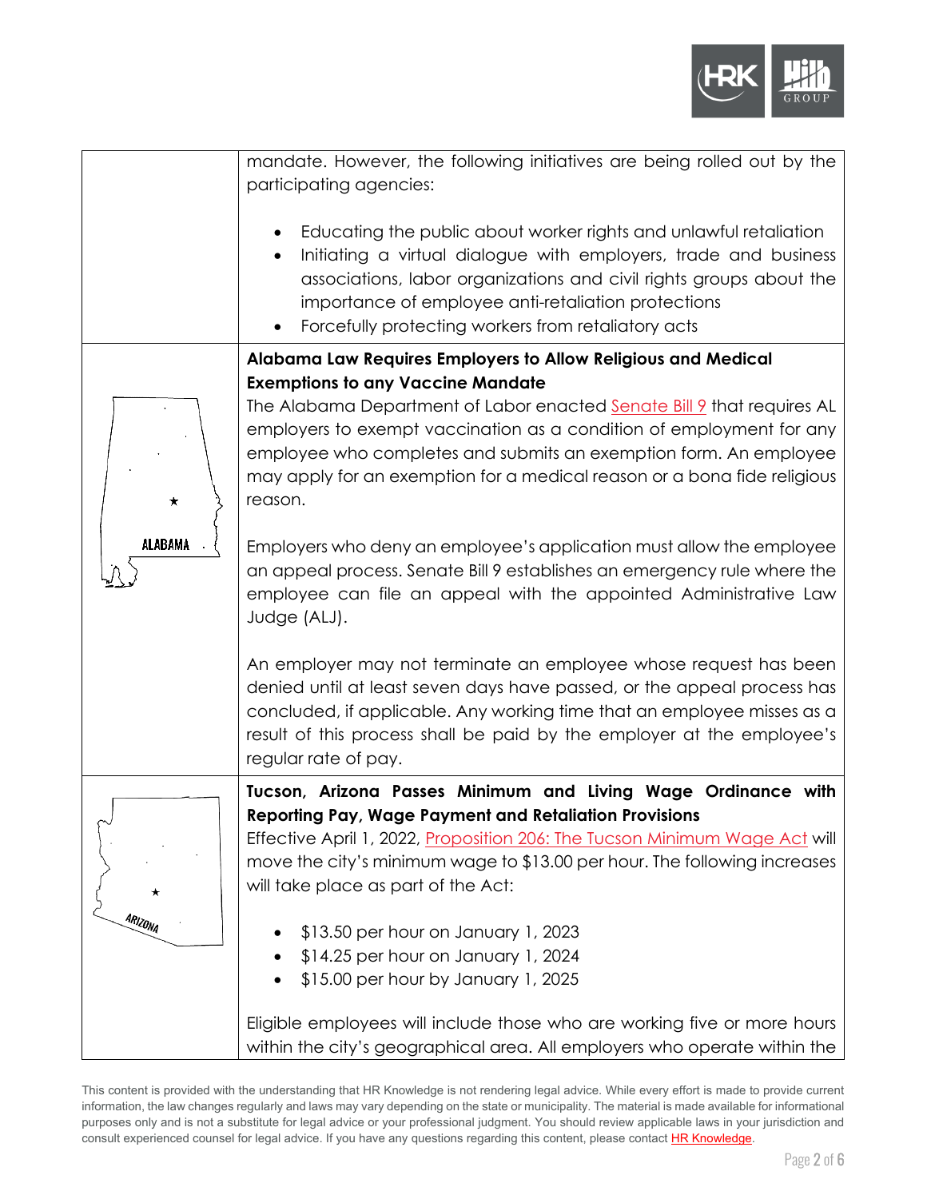| | |
|---|---|
| | mandate. However, the following initiatives are being rolled out by the participating agencies:<br><br>• Educating the public about worker rights and unlawful retaliation<br>• Initiating a virtual dialogue with employers, trade and business associations, labor organizations and civil rights groups about the importance of employee anti-retaliation protections<br>• Forcefully protecting workers from retaliatory acts |
| ALABAMA | **Alabama Law Requires Employers to Allow Religious and Medical Exemptions to any Vaccine Mandate**<br>The Alabama Department of Labor enacted Senate Bill 9 that requires AL employers to exempt vaccination as a condition of employment for any employee who completes and submits an exemption form. An employee may apply for an exemption for a medical reason or a bona fide religious reason.<br><br>Employers who deny an employee's application must allow the employee an appeal process. Senate Bill 9 establishes an emergency rule where the employee can file an appeal with the appointed Administrative Law Judge (ALJ).<br><br>An employer may not terminate an employee whose request has been denied until at least seven days have passed, or the appeal process has concluded, if applicable. Any working time that an employee misses as a result of this process shall be paid by the employer at the employee's regular rate of pay. |
| ARIZONA | **Tucson, Arizona Passes Minimum and Living Wage Ordinance with Reporting Pay, Wage Payment and Retaliation Provisions**<br>Effective April 1, 2022, Proposition 206: The Tucson Minimum Wage Act will move the city's minimum wage to $13.00 per hour. The following increases will take place as part of the Act:<br><br>• $13.50 per hour on January 1, 2023<br>• $14.25 per hour on January 1, 2024<br>• $15.00 per hour by January 1, 2025<br><br>Eligible employees will include those who are working five or more hours within the city's geographical area. All employers who operate within the |

This content is provided with the understanding that HR Knowledge is not rendering legal advice. While every effort is made to provide current information, the law changes regularly and laws may vary depending on the state or municipality. The material is made available for informational purposes only and is not a substitute for legal advice or your professional judgment. You should review applicable laws in your jurisdiction and consult experienced counsel for legal advice. If you have any questions regarding this content, please contact HR Knowledge.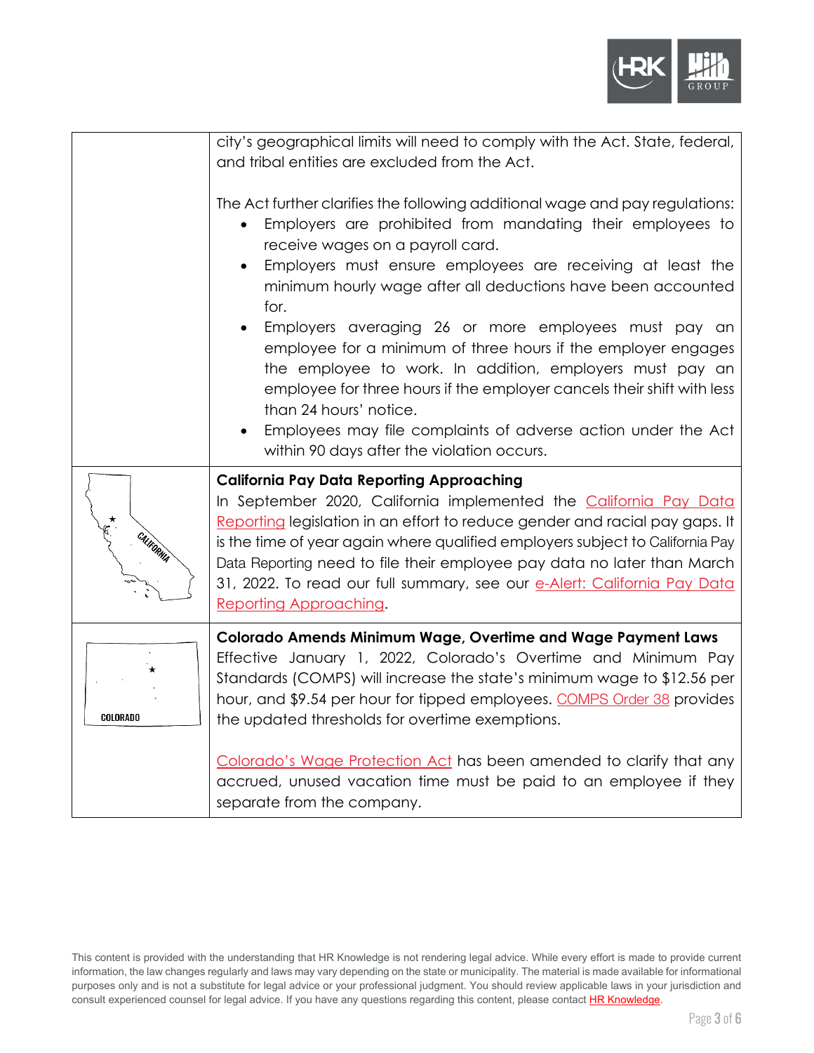city's geographical limits will need to comply with the Act. State, federal, and tribal entities are excluded from the Act.

The Act further clarifies the following additional wage and pay regulations:

- Employers are prohibited from mandating their employees to receive wages on a payroll card.
- Employers must ensure employees are receiving at least the minimum hourly wage after all deductions have been accounted for.
- Employers averaging 26 or more employees must pay an employee for a minimum of three hours if the employer engages the employee to work. In addition, employers must pay an employee for three hours if the employer cancels their shift with less than 24 hours' notice.
- Employees may file complaints of adverse action under the Act within 90 days after the violation occurs.

CALIFORNIA

**California Pay Data Reporting Approaching**

In September 2020, California implemented the California Pay Data Reporting legislation in an effort to reduce gender and racial pay gaps. It is the time of year again where qualified employers subject to California Pay Data Reporting need to file their employee pay data no later than March 31, 2022. To read our full summary, see our e-Alert: California Pay Data Reporting Approaching.

COLORADO

**Colorado Amends Minimum Wage, Overtime and Wage Payment Laws**

Effective January 1, 2022, Colorado's Overtime and Minimum Pay Standards (COMPS) will increase the state's minimum wage to $12.56 per hour, and $9.54 per hour for tipped employees. COMPS Order 38 provides the updated thresholds for overtime exemptions.

Colorado's Wage Protection Act has been amended to clarify that any accrued, unused vacation time must be paid to an employee if they separate from the company.

This content is provided with the understanding that HR Knowledge is not rendering legal advice. While every effort is made to provide current information, the law changes regularly and laws may vary depending on the state or municipality. The material is made available for informational purposes only and is not a substitute for legal advice or your professional judgment. You should review applicable laws in your jurisdiction and consult experienced counsel for legal advice. If you have any questions regarding this content, please contact HR Knowledge.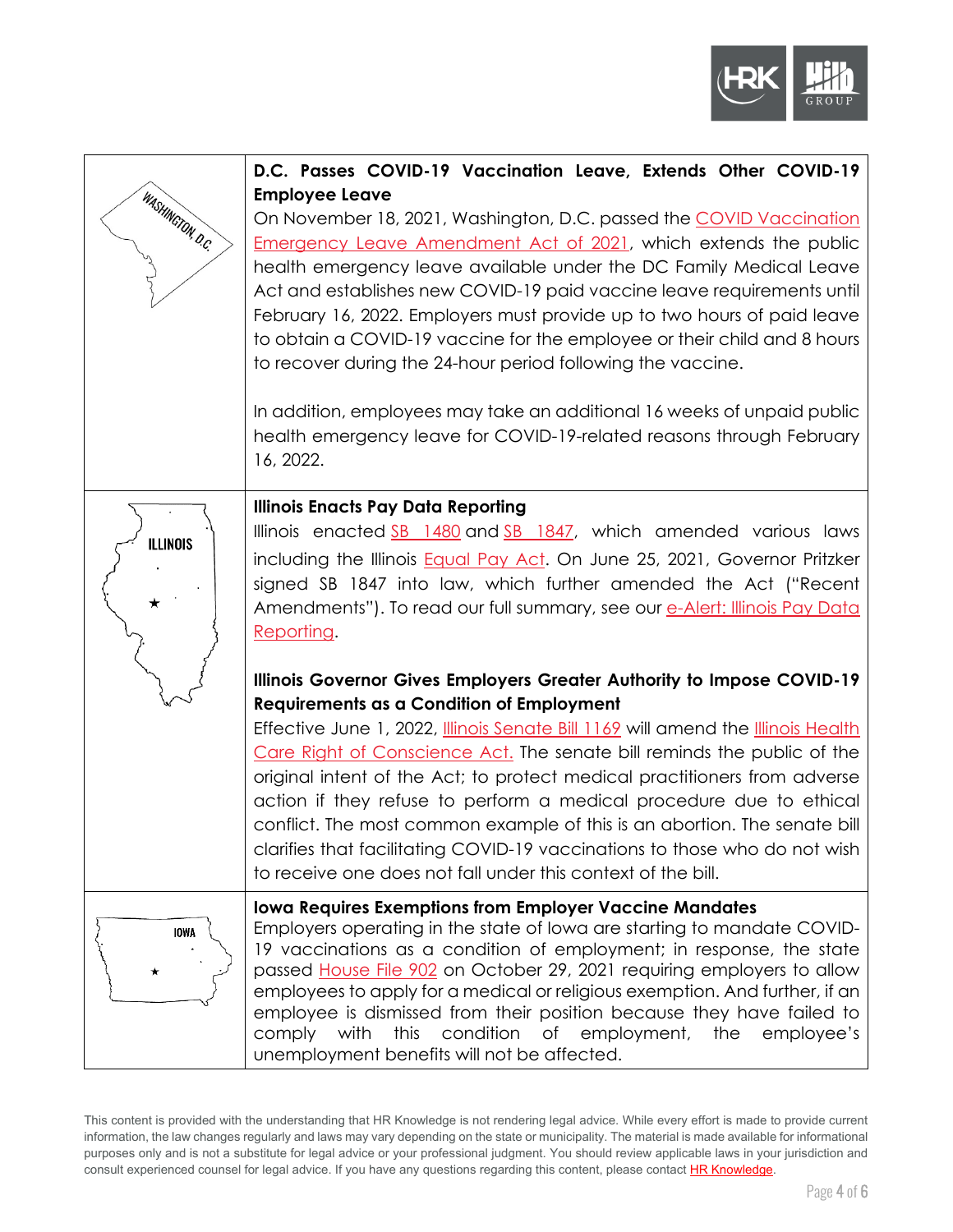| | |
|---|---|
| WASHINGTON, D.C. | **D.C. Passes COVID-19 Vaccination Leave, Extends Other COVID-19 Employee Leave**<br>On November 18, 2021, Washington, D.C. passed the COVID Vaccination Emergency Leave Amendment Act of 2021, which extends the public health emergency leave available under the DC Family Medical Leave Act and establishes new COVID-19 paid vaccine leave requirements until February 16, 2022. Employers must provide up to two hours of paid leave to obtain a COVID-19 vaccine for the employee or their child and 8 hours to recover during the 24-hour period following the vaccine.<br><br>In addition, employees may take an additional 16 weeks of unpaid public health emergency leave for COVID-19-related reasons through February 16, 2022. |
| ILLINOIS | **Illinois Enacts Pay Data Reporting**<br>Illinois enacted SB 1480 and SB 1847, which amended various laws including the Illinois Equal Pay Act. On June 25, 2021, Governor Pritzker signed SB 1847 into law, which further amended the Act ("Recent Amendments"). To read our full summary, see our e-Alert: Illinois Pay Data Reporting.<br><br>**Illinois Governor Gives Employers Greater Authority to Impose COVID-19 Requirements as a Condition of Employment**<br>Effective June 1, 2022, Illinois Senate Bill 1169 will amend the Illinois Health Care Right of Conscience Act. The senate bill reminds the public of the original intent of the Act; to protect medical practitioners from adverse action if they refuse to perform a medical procedure due to ethical conflict. The most common example of this is an abortion. The senate bill clarifies that facilitating COVID-19 vaccinations to those who do not wish to receive one does not fall under this context of the bill. |
| IOWA | **Iowa Requires Exemptions from Employer Vaccine Mandates**<br>Employers operating in the state of Iowa are starting to mandate COVID-19 vaccinations as a condition of employment; in response, the state passed House File 902 on October 29, 2021 requiring employers to allow employees to apply for a medical or religious exemption. And further, if an employee is dismissed from their position because they have failed to comply with this condition of employment, the employee's unemployment benefits will not be affected. |

This content is provided with the understanding that HR Knowledge is not rendering legal advice. While every effort is made to provide current information, the law changes regularly and laws may vary depending on the state or municipality. The material is made available for informational purposes only and is not a substitute for legal advice or your professional judgment. You should review applicable laws in your jurisdiction and consult experienced counsel for legal advice. If you have any questions regarding this content, please contact HR Knowledge.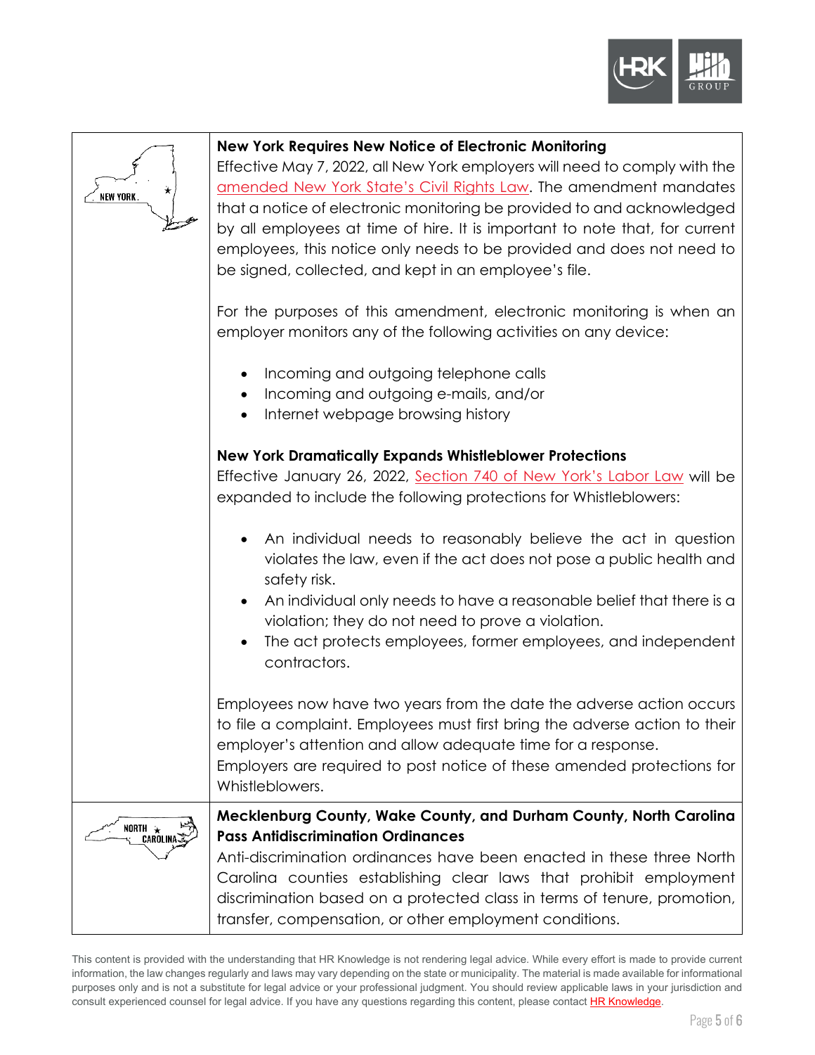### New York Requires New Notice of Electronic Monitoring

Effective May 7, 2022, all New York employers will need to comply with the amended New York State's Civil Rights Law. The amendment mandates that a notice of electronic monitoring be provided to and acknowledged by all employees at time of hire. It is important to note that, for current employees, this notice only needs to be provided and does not need to be signed, collected, and kept in an employee's file.

For the purposes of this amendment, electronic monitoring is when an employer monitors any of the following activities on any device:

- Incoming and outgoing telephone calls
- Incoming and outgoing e-mails, and/or
- Internet webpage browsing history

### New York Dramatically Expands Whistleblower Protections

Effective January 26, 2022, Section 740 of New York's Labor Law will be expanded to include the following protections for Whistleblowers:

- An individual needs to reasonably believe the act in question violates the law, even if the act does not pose a public health and safety risk.
- An individual only needs to have a reasonable belief that there is a violation; they do not need to prove a violation.
- The act protects employees, former employees, and independent contractors.

Employees now have two years from the date the adverse action occurs to file a complaint. Employees must first bring the adverse action to their employer's attention and allow adequate time for a response.
Employers are required to post notice of these amended protections for Whistleblowers.

### Mecklenburg County, Wake County, and Durham County, North Carolina Pass Antidiscrimination Ordinances

Anti-discrimination ordinances have been enacted in these three North Carolina counties establishing clear laws that prohibit employment discrimination based on a protected class in terms of tenure, promotion, transfer, compensation, or other employment conditions.

This content is provided with the understanding that HR Knowledge is not rendering legal advice. While every effort is made to provide current information, the law changes regularly and laws may vary depending on the state or municipality. The material is made available for informational purposes only and is not a substitute for legal advice or your professional judgment. You should review applicable laws in your jurisdiction and consult experienced counsel for legal advice. If you have any questions regarding this content, please contact HR Knowledge.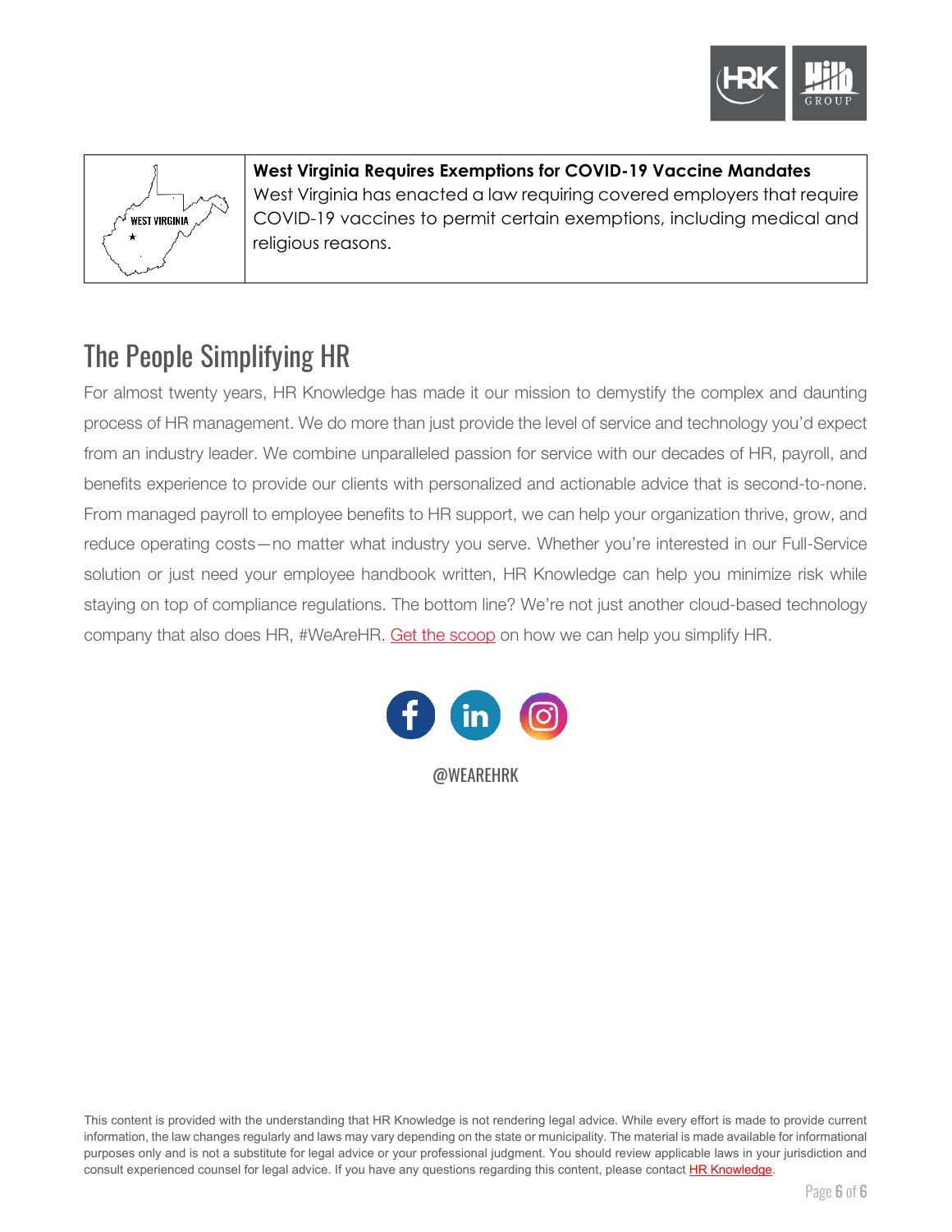**West Virginia Requires Exemptions for COVID-19 Vaccine Mandates**
West Virginia has enacted a law requiring covered employers that require COVID-19 vaccines to permit certain exemptions, including medical and religious reasons.

## The People Simplifying HR

For almost twenty years, HR Knowledge has made it our mission to demystify the complex and daunting process of HR management. We do more than just provide the level of service and technology you'd expect from an industry leader. We combine unparalleled passion for service with our decades of HR, payroll, and benefits experience to provide our clients with personalized and actionable advice that is second-to-none. From managed payroll to employee benefits to HR support, we can help your organization thrive, grow, and reduce operating costs—no matter what industry you serve. Whether you're interested in our Full-Service solution or just need your employee handbook written, HR Knowledge can help you minimize risk while staying on top of compliance regulations. The bottom line? We're not just another cloud-based technology company that also does HR, #WeAreHR. Get the scoop on how we can help you simplify HR.

@WEAREHRK

This content is provided with the understanding that HR Knowledge is not rendering legal advice. While every effort is made to provide current information, the law changes regularly and laws may vary depending on the state or municipality. The material is made available for informational purposes only and is not a substitute for legal advice or your professional judgment. You should review applicable laws in your jurisdiction and consult experienced counsel for legal advice. If you have any questions regarding this content, please contact HR Knowledge.